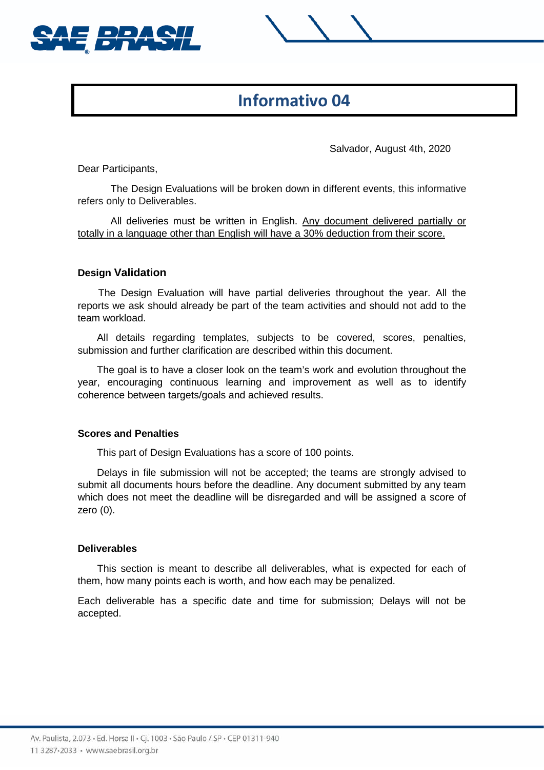# Informativo 04

Salvador, August 4th, 2020

Dear Participants,

The Design Evaluations will be broken down in different events, this informative refers only to Deliverables.

All deliveries must be written in English. Any document delivered partially or totally in a language other than English will have a 30% deduction from their score.

## Design Validation

The Design Evaluation will have partial deliveries throughout the year. All the reports we ask should already be part of the team activities and should not add to the team workload.

All details regarding templates, subjects to be covered, scores, penalties, submission and further clarification are described within this document.

The goal is to have a closer look on the team's work and evolution throughout the year, encouraging continuous learning and improvement as well as to identify coherence between targets/goals and achieved results.

## Scores and Penalties

This part of Design Evaluations has a score of 100 points.

Delays in file submission will not be accepted; the teams are strongly advised to submit all documents hours before the deadline. Any document submitted by any team which does not meet the deadline will be disregarded and will be assigned a score of zero (0).

## Deliverables

This section is meant to describe all deliverables, what is expected for each of them, how many points each is worth, and how each may be penalized.

Each deliverable has a specific date and time for submission; Delays will not be accepted.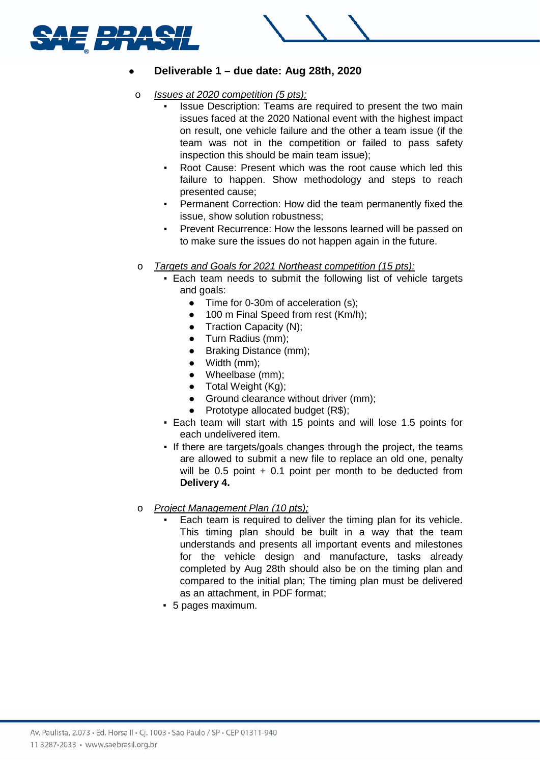- **Deliverable 1 – due date: Aug 28th, 2020**

  - *Issues at 2020 competition (5 pts);*
    - Issue Description: Teams are required to present the two main issues faced at the 2020 National event with the highest impact on result, one vehicle failure and the other a team issue (if the team was not in the competition or failed to pass safety inspection this should be main team issue);
    - Root Cause: Present which was the root cause which led this failure to happen. Show methodology and steps to reach presented cause;
    - Permanent Correction: How did the team permanently fixed the issue, show solution robustness;
    - Prevent Recurrence: How the lessons learned will be passed on to make sure the issues do not happen again in the future.

  - *Targets and Goals for 2021 Northeast competition (15 pts):*
    - Each team needs to submit the following list of vehicle targets and goals:
      - Time for 0-30m of acceleration (s);
      - 100 m Final Speed from rest (Km/h);
      - Traction Capacity (N);
      - Turn Radius (mm);
      - Braking Distance (mm);
      - Width (mm);
      - Wheelbase (mm);
      - Total Weight (Kg);
      - Ground clearance without driver (mm);
      - Prototype allocated budget (R$);
    - Each team will start with 15 points and will lose 1.5 points for each undelivered item.
    - If there are targets/goals changes through the project, the teams are allowed to submit a new file to replace an old one, penalty will be 0.5 point + 0.1 point per month to be deducted from **Delivery 4.**

  - *Project Management Plan (10 pts);*
    - Each team is required to deliver the timing plan for its vehicle. This timing plan should be built in a way that the team understands and presents all important events and milestones for the vehicle design and manufacture, tasks already completed by Aug 28th should also be on the timing plan and compared to the initial plan; The timing plan must be delivered as an attachment, in PDF format;
    - 5 pages maximum.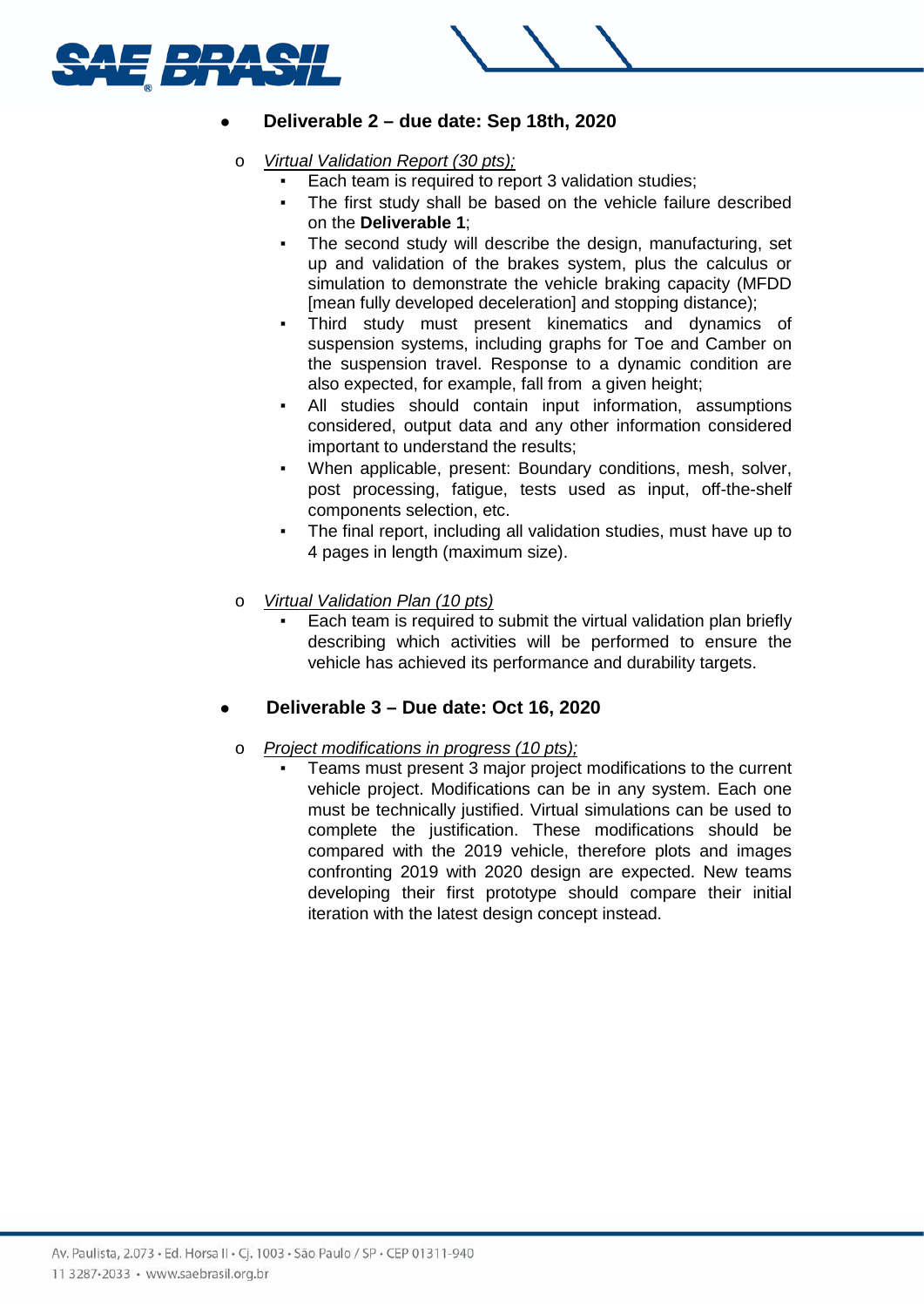- **Deliverable 2 – due date: Sep 18th, 2020**

  - *Virtual Validation Report (30 pts);*
    - Each team is required to report 3 validation studies;
    - The first study shall be based on the vehicle failure described on the **Deliverable 1**;
    - The second study will describe the design, manufacturing, set up and validation of the brakes system, plus the calculus or simulation to demonstrate the vehicle braking capacity (MFDD [mean fully developed deceleration] and stopping distance);
    - Third study must present kinematics and dynamics of suspension systems, including graphs for Toe and Camber on the suspension travel. Response to a dynamic condition are also expected, for example, fall from a given height;
    - All studies should contain input information, assumptions considered, output data and any other information considered important to understand the results;
    - When applicable, present: Boundary conditions, mesh, solver, post processing, fatigue, tests used as input, off-the-shelf components selection, etc.
    - The final report, including all validation studies, must have up to 4 pages in length (maximum size).

  - *Virtual Validation Plan (10 pts)*
    - Each team is required to submit the virtual validation plan briefly describing which activities will be performed to ensure the vehicle has achieved its performance and durability targets.

- **Deliverable 3 – Due date: Oct 16, 2020**

  - *Project modifications in progress (10 pts);*
    - Teams must present 3 major project modifications to the current vehicle project. Modifications can be in any system. Each one must be technically justified. Virtual simulations can be used to complete the justification. These modifications should be compared with the 2019 vehicle, therefore plots and images confronting 2019 with 2020 design are expected. New teams developing their first prototype should compare their initial iteration with the latest design concept instead.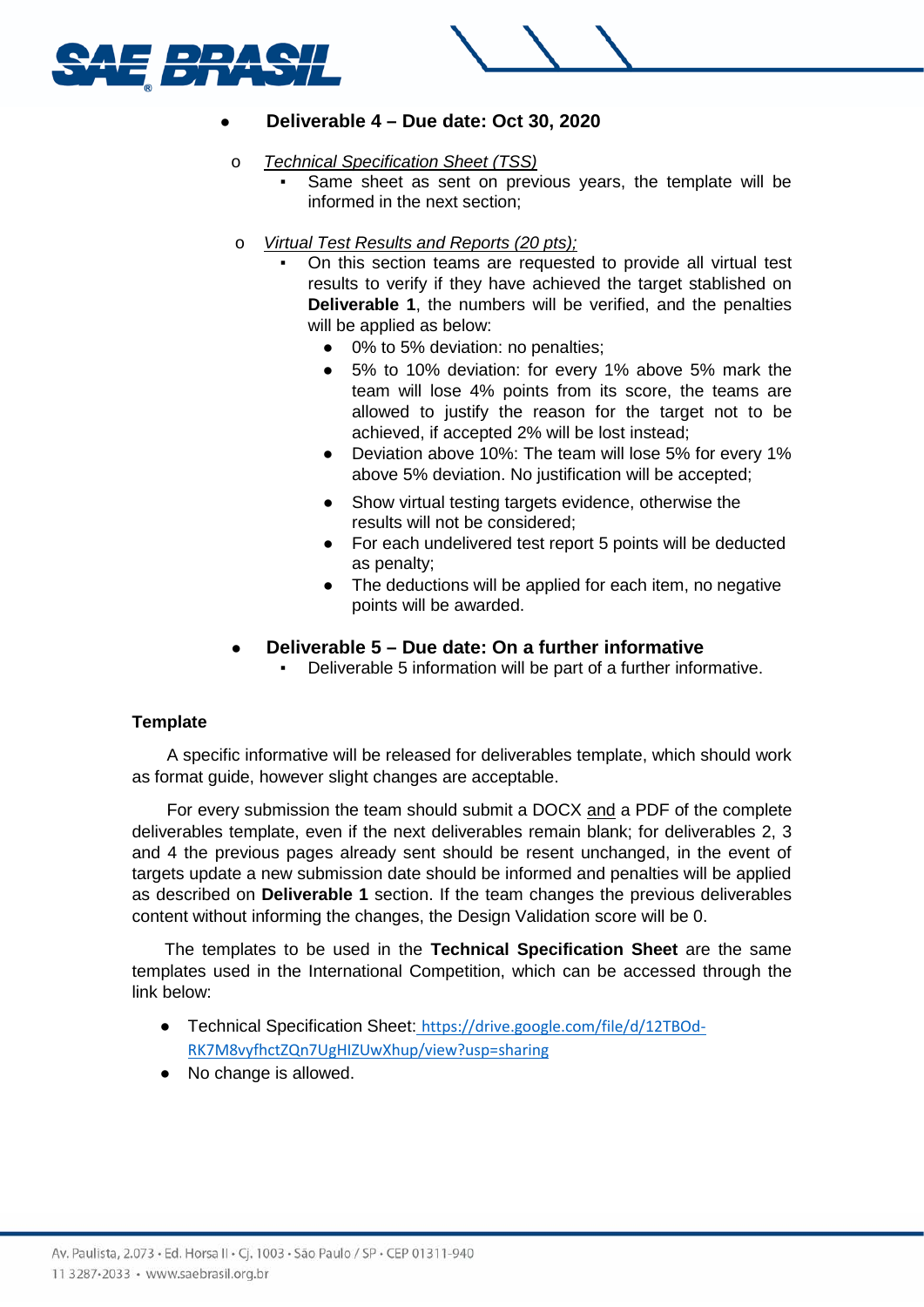- **Deliverable 4 – Due date: Oct 30, 2020**

  - *Technical Specification Sheet (TSS)*
    - Same sheet as sent on previous years, the template will be informed in the next section;

  - *Virtual Test Results and Reports (20 pts);*
    - On this section teams are requested to provide all virtual test results to verify if they have achieved the target stablished on **Deliverable 1**, the numbers will be verified, and the penalties will be applied as below:
      - 0% to 5% deviation: no penalties;
      - 5% to 10% deviation: for every 1% above 5% mark the team will lose 4% points from its score, the teams are allowed to justify the reason for the target not to be achieved, if accepted 2% will be lost instead;
      - Deviation above 10%: The team will lose 5% for every 1% above 5% deviation. No justification will be accepted;
      - Show virtual testing targets evidence, otherwise the results will not be considered;
      - For each undelivered test report 5 points will be deducted as penalty;
      - The deductions will be applied for each item, no negative points will be awarded.

- **Deliverable 5 – Due date: On a further informative**
  - Deliverable 5 information will be part of a further informative.

**Template**

A specific informative will be released for deliverables template, which should work as format guide, however slight changes are acceptable.

For every submission the team should submit a DOCX and a PDF of the complete deliverables template, even if the next deliverables remain blank; for deliverables 2, 3 and 4 the previous pages already sent should be resent unchanged, in the event of targets update a new submission date should be informed and penalties will be applied as described on **Deliverable 1** section. If the team changes the previous deliverables content without informing the changes, the Design Validation score will be 0.

The templates to be used in the **Technical Specification Sheet** are the same templates used in the International Competition, which can be accessed through the link below:

- Technical Specification Sheet: https://drive.google.com/file/d/12TBOd-RK7M8vyfhctZQn7UgHIZUwXhup/view?usp=sharing
- No change is allowed.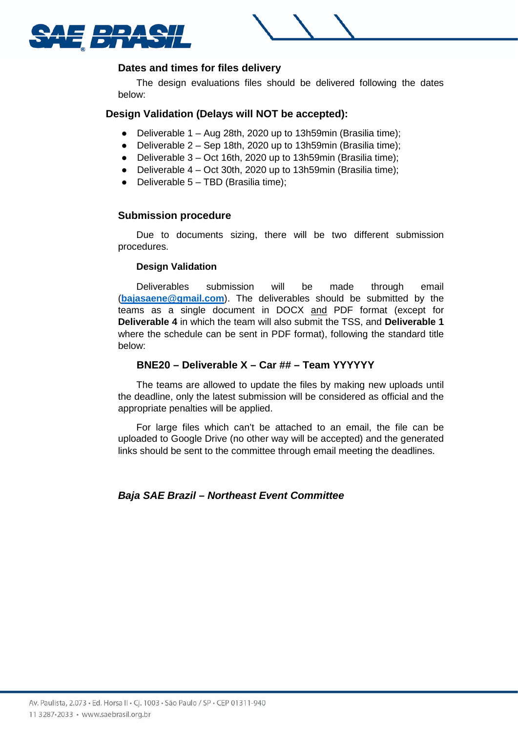### Dates and times for files delivery

The design evaluations files should be delivered following the dates below:

### Design Validation (Delays will NOT be accepted):

- Deliverable 1 – Aug 28th, 2020 up to 13h59min (Brasilia time);
- Deliverable 2 – Sep 18th, 2020 up to 13h59min (Brasilia time);
- Deliverable 3 – Oct 16th, 2020 up to 13h59min (Brasilia time);
- Deliverable 4 – Oct 30th, 2020 up to 13h59min (Brasilia time);
- Deliverable 5 – TBD (Brasilia time);

### Submission procedure

Due to documents sizing, there will be two different submission procedures.

#### Design Validation

Deliverables submission will be made through email (**bajasaene@gmail.com**). The deliverables should be submitted by the teams as a single document in DOCX and PDF format (except for **Deliverable 4** in which the team will also submit the TSS, and **Deliverable 1** where the schedule can be sent in PDF format), following the standard title below:

**BNE20 – Deliverable X – Car ## – Team YYYYYY**

The teams are allowed to update the files by making new uploads until the deadline, only the latest submission will be considered as official and the appropriate penalties will be applied.

For large files which can't be attached to an email, the file can be uploaded to Google Drive (no other way will be accepted) and the generated links should be sent to the committee through email meeting the deadlines.

***Baja SAE Brazil – Northeast Event Committee***